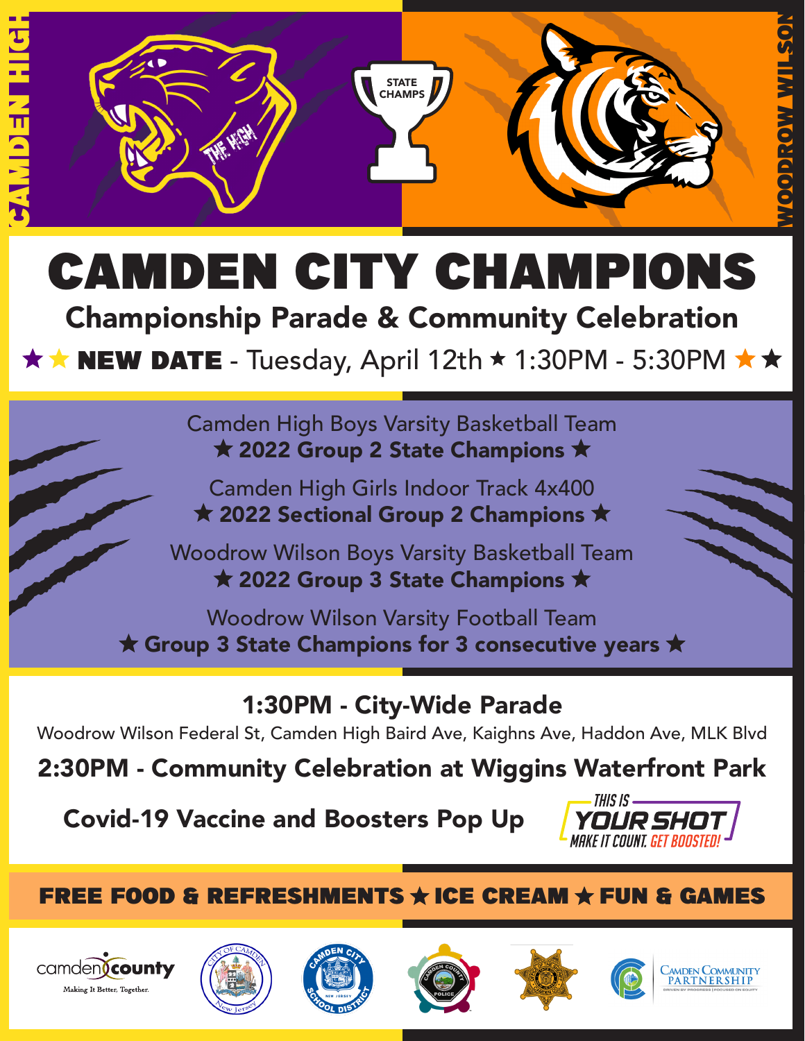CAMDEN HIGH

STATE CHAMPS

WOODROW WILSON

# CAMDEN CITY CHAMPIONS

## Championship Parade & Community Celebration

★ ★ **NEW DATE** - Tuesday, April 12th ★ 1:30PM - 5:30PM ★ ★

Camden High Boys Varsity Basketball Team
★ **2022 Group 2 State Champions** ★

Camden High Girls Indoor Track 4x400
★ **2022 Sectional Group 2 Champions** ★

Woodrow Wilson Boys Varsity Basketball Team
★ **2022 Group 3 State Champions** ★

Woodrow Wilson Varsity Football Team
★ **Group 3 State Champions for 3 consecutive years** ★

**1:30PM - City-Wide Parade**

Woodrow Wilson Federal St, Camden High Baird Ave, Kaighns Ave, Haddon Ave, MLK Blvd

**2:30PM - Community Celebration at Wiggins Waterfront Park**

**Covid-19 Vaccine and Boosters Pop Up**

THIS IS YOUR SHOT — MAKE IT COUNT. GET BOOSTED!

**FREE FOOD & REFRESHMENTS ★ ICE CREAM ★ FUN & GAMES**

camden county — Making It Better, Together. | City of Camden New Jersey | Camden City School District New Jersey | Camden County Police | Camden Community Partnership — Driven by Progress | Focused on Equity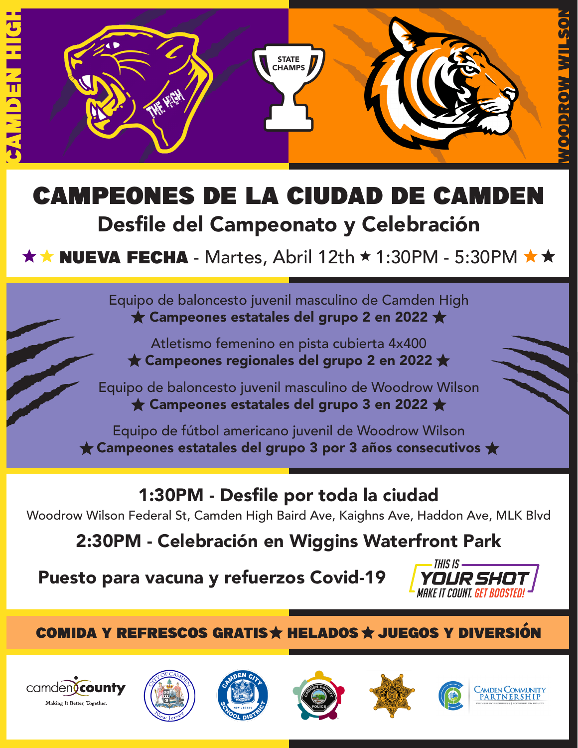CAMDEN HIGH

STATE CHAMPS

WOODROW WILSON

# CAMPEONES DE LA CIUDAD DE CAMDEN

## Desfile del Campeonato y Celebración

★★ **NUEVA FECHA** - Martes, Abril 12th ★ 1:30PM - 5:30PM ★★

Equipo de baloncesto juvenil masculino de Camden High
★ **Campeones estatales del grupo 2 en 2022** ★

Atletismo femenino en pista cubierta 4x400
★ **Campeones regionales del grupo 2 en 2022** ★

Equipo de baloncesto juvenil masculino de Woodrow Wilson
★ **Campeones estatales del grupo 3 en 2022** ★

Equipo de fútbol americano juvenil de Woodrow Wilson
★ **Campeones estatales del grupo 3 por 3 años consecutivos** ★

### 1:30PM - Desfile por toda la ciudad

Woodrow Wilson Federal St, Camden High Baird Ave, Kaighns Ave, Haddon Ave, MLK Blvd

### 2:30PM - Celebración en Wiggins Waterfront Park

**Puesto para vacuna y refuerzos Covid-19**

THIS IS YOUR SHOT MAKE IT COUNT. GET BOOSTED!

**COMIDA Y REFRESCOS GRATIS ★ HELADOS ★ JUEGOS Y DIVERSIÓN**

camden county Making It Better, Together.

Camden Community Partnership